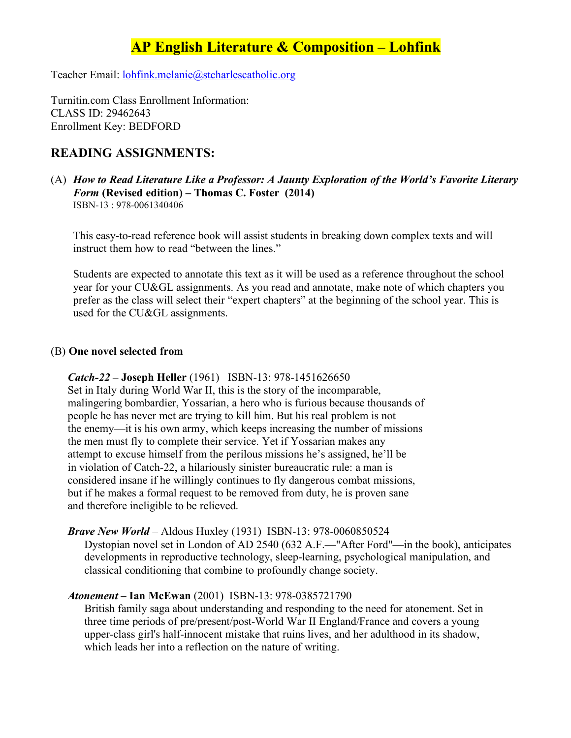# AP English Literature & Composition – Lohfink

Teacher Email: lohfink.melanie@stcharlescatholic.org

Turnitin.com Class Enrollment Information:
CLASS ID: 29462643
Enrollment Key: BEDFORD

## READING ASSIGNMENTS:

(A) ***How to Read Literature Like a Professor: A Jaunty Exploration of the World's Favorite Literary Form* (Revised edition) – Thomas C. Foster (2014)**
ISBN-13 : 978-0061340406

This easy-to-read reference book will assist students in breaking down complex texts and will instruct them how to read "between the lines."

Students are expected to annotate this text as it will be used as a reference throughout the school year for your CU&GL assignments. As you read and annotate, make note of which chapters you prefer as the class will select their "expert chapters" at the beginning of the school year. This is used for the CU&GL assignments.

(B) **One novel selected from**

***Catch-22* – Joseph Heller** (1961) ISBN-13: 978-1451626650
Set in Italy during World War II, this is the story of the incomparable, malingering bombardier, Yossarian, a hero who is furious because thousands of people he has never met are trying to kill him. But his real problem is not the enemy—it is his own army, which keeps increasing the number of missions the men must fly to complete their service. Yet if Yossarian makes any attempt to excuse himself from the perilous missions he's assigned, he'll be in violation of Catch-22, a hilariously sinister bureaucratic rule: a man is considered insane if he willingly continues to fly dangerous combat missions, but if he makes a formal request to be removed from duty, he is proven sane and therefore ineligible to be relieved.

***Brave New World*** – Aldous Huxley (1931) ISBN-13: 978-0060850524
Dystopian novel set in London of AD 2540 (632 A.F.—"After Ford"—in the book), anticipates developments in reproductive technology, sleep-learning, psychological manipulation, and classical conditioning that combine to profoundly change society.

***Atonement* – Ian McEwan** (2001) ISBN-13: 978-0385721790
British family saga about understanding and responding to the need for atonement. Set in three time periods of pre/present/post-World War II England/France and covers a young upper-class girl's half-innocent mistake that ruins lives, and her adulthood in its shadow, which leads her into a reflection on the nature of writing.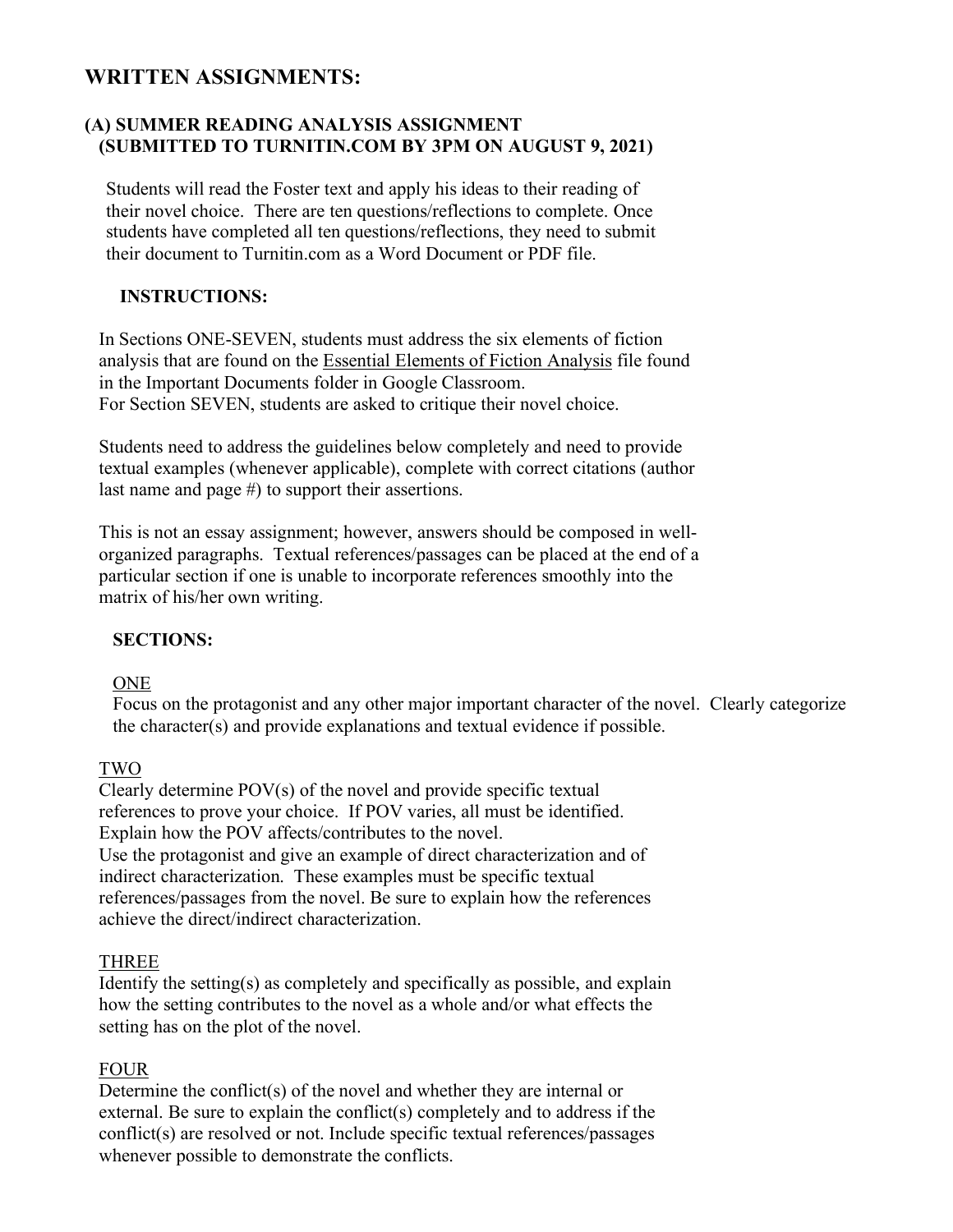# WRITTEN ASSIGNMENTS:

## (A) SUMMER READING ANALYSIS ASSIGNMENT (SUBMITTED TO TURNITIN.COM BY 3PM ON AUGUST 9, 2021)

Students will read the Foster text and apply his ideas to their reading of their novel choice. There are ten questions/reflections to complete. Once students have completed all ten questions/reflections, they need to submit their document to Turnitin.com as a Word Document or PDF file.

### INSTRUCTIONS:

In Sections ONE-SEVEN, students must address the six elements of fiction analysis that are found on the Essential Elements of Fiction Analysis file found in the Important Documents folder in Google Classroom.
For Section SEVEN, students are asked to critique their novel choice.

Students need to address the guidelines below completely and need to provide textual examples (whenever applicable), complete with correct citations (author last name and page #) to support their assertions.

This is not an essay assignment; however, answers should be composed in well-organized paragraphs. Textual references/passages can be placed at the end of a particular section if one is unable to incorporate references smoothly into the matrix of his/her own writing.

### SECTIONS:

ONE
Focus on the protagonist and any other major important character of the novel. Clearly categorize the character(s) and provide explanations and textual evidence if possible.

TWO
Clearly determine POV(s) of the novel and provide specific textual references to prove your choice. If POV varies, all must be identified. Explain how the POV affects/contributes to the novel.
Use the protagonist and give an example of direct characterization and of indirect characterization. These examples must be specific textual references/passages from the novel. Be sure to explain how the references achieve the direct/indirect characterization.

THREE
Identify the setting(s) as completely and specifically as possible, and explain how the setting contributes to the novel as a whole and/or what effects the setting has on the plot of the novel.

FOUR
Determine the conflict(s) of the novel and whether they are internal or external. Be sure to explain the conflict(s) completely and to address if the conflict(s) are resolved or not. Include specific textual references/passages whenever possible to demonstrate the conflicts.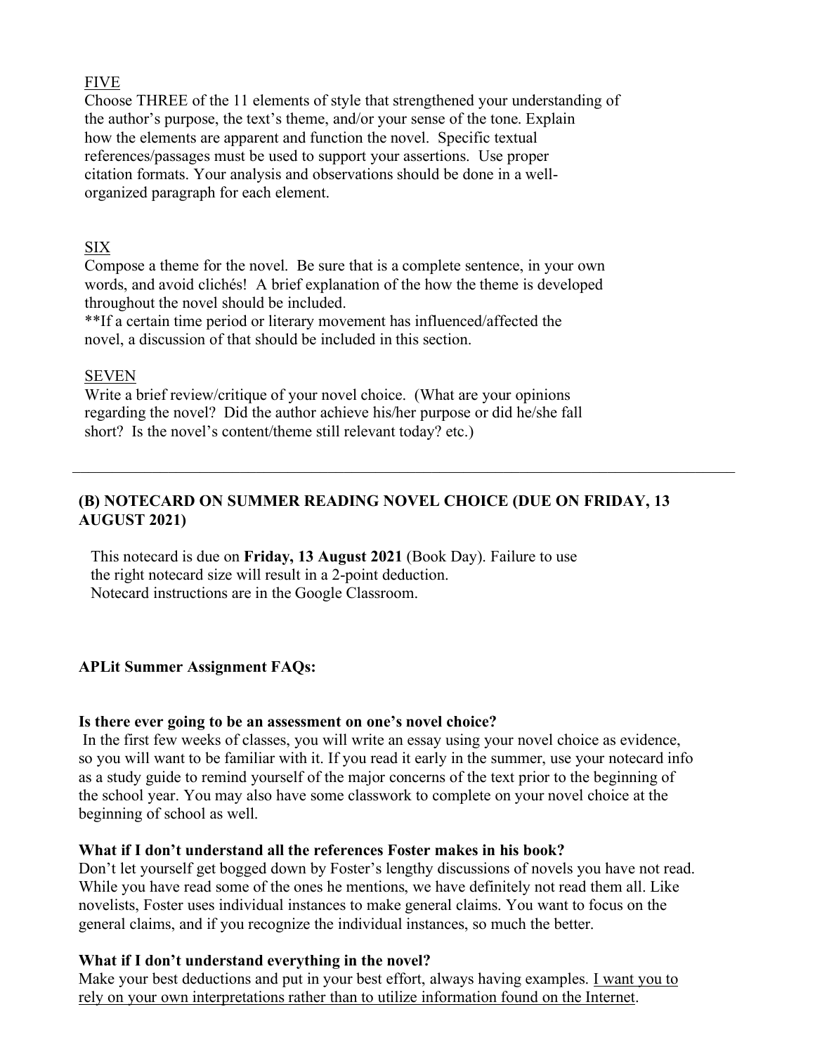<u>FIVE</u>

Choose THREE of the 11 elements of style that strengthened your understanding of the author's purpose, the text's theme, and/or your sense of the tone. Explain how the elements are apparent and function the novel. Specific textual references/passages must be used to support your assertions. Use proper citation formats. Your analysis and observations should be done in a well-organized paragraph for each element.

<u>SIX</u>

Compose a theme for the novel. Be sure that is a complete sentence, in your own words, and avoid clichés! A brief explanation of the how the theme is developed throughout the novel should be included.

**If a certain time period or literary movement has influenced/affected the novel, a discussion of that should be included in this section.

<u>SEVEN</u>

Write a brief review/critique of your novel choice. (What are your opinions regarding the novel? Did the author achieve his/her purpose or did he/she fall short? Is the novel's content/theme still relevant today? etc.)

---

**(B) NOTECARD ON SUMMER READING NOVEL CHOICE (DUE ON FRIDAY, 13 AUGUST 2021)**

This notecard is due on **Friday, 13 August 2021** (Book Day). Failure to use the right notecard size will result in a 2-point deduction. Notecard instructions are in the Google Classroom.

**APLit Summer Assignment FAQs:**

**Is there ever going to be an assessment on one's novel choice?**

In the first few weeks of classes, you will write an essay using your novel choice as evidence, so you will want to be familiar with it. If you read it early in the summer, use your notecard info as a study guide to remind yourself of the major concerns of the text prior to the beginning of the school year. You may also have some classwork to complete on your novel choice at the beginning of school as well.

**What if I don't understand all the references Foster makes in his book?**

Don't let yourself get bogged down by Foster's lengthy discussions of novels you have not read. While you have read some of the ones he mentions, we have definitely not read them all. Like novelists, Foster uses individual instances to make general claims. You want to focus on the general claims, and if you recognize the individual instances, so much the better.

**What if I don't understand everything in the novel?**

Make your best deductions and put in your best effort, always having examples. <u>I want you to rely on your own interpretations rather than to utilize information found on the Internet</u>.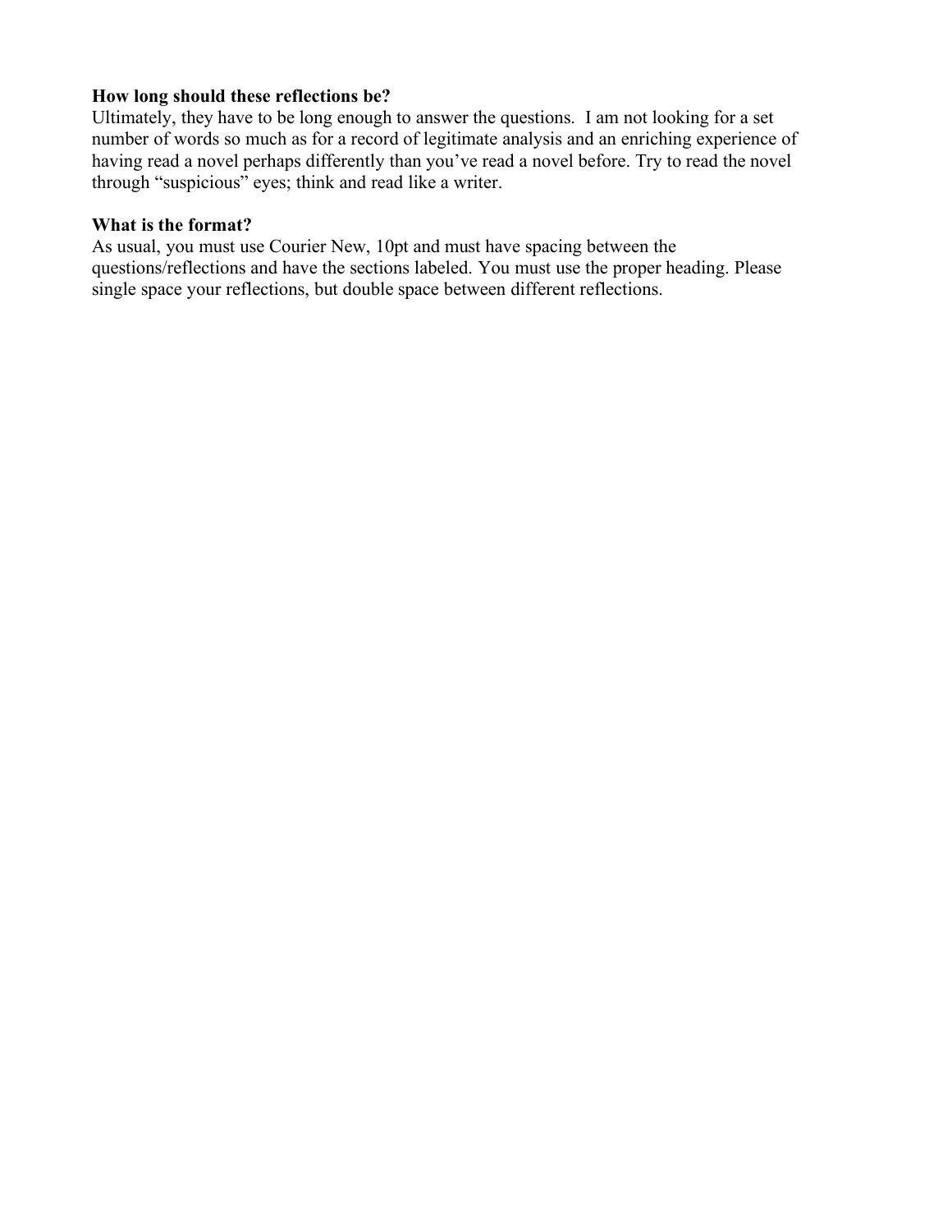**How long should these reflections be?**
Ultimately, they have to be long enough to answer the questions. I am not looking for a set number of words so much as for a record of legitimate analysis and an enriching experience of having read a novel perhaps differently than you've read a novel before. Try to read the novel through "suspicious" eyes; think and read like a writer.

**What is the format?**
As usual, you must use Courier New, 10pt and must have spacing between the questions/reflections and have the sections labeled. You must use the proper heading. Please single space your reflections, but double space between different reflections.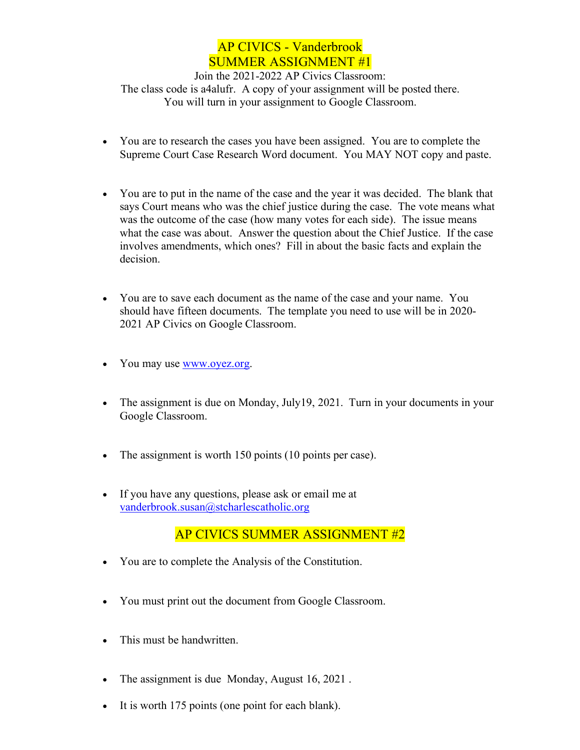# AP CIVICS - Vanderbrook
# SUMMER ASSIGNMENT #1

Join the 2021-2022 AP Civics Classroom:
The class code is a4alufr. A copy of your assignment will be posted there.
You will turn in your assignment to Google Classroom.

- You are to research the cases you have been assigned. You are to complete the Supreme Court Case Research Word document. You MAY NOT copy and paste.

- You are to put in the name of the case and the year it was decided. The blank that says Court means who was the chief justice during the case. The vote means what was the outcome of the case (how many votes for each side). The issue means what the case was about. Answer the question about the Chief Justice. If the case involves amendments, which ones? Fill in about the basic facts and explain the decision.

- You are to save each document as the name of the case and your name. You should have fifteen documents. The template you need to use will be in 2020-2021 AP Civics on Google Classroom.

- You may use www.oyez.org.

- The assignment is due on Monday, July19, 2021. Turn in your documents in your Google Classroom.

- The assignment is worth 150 points (10 points per case).

- If you have any questions, please ask or email me at vanderbrook.susan@stcharlescatholic.org

## AP CIVICS SUMMER ASSIGNMENT #2

- You are to complete the Analysis of the Constitution.

- You must print out the document from Google Classroom.

- This must be handwritten.

- The assignment is due Monday, August 16, 2021 .

- It is worth 175 points (one point for each blank).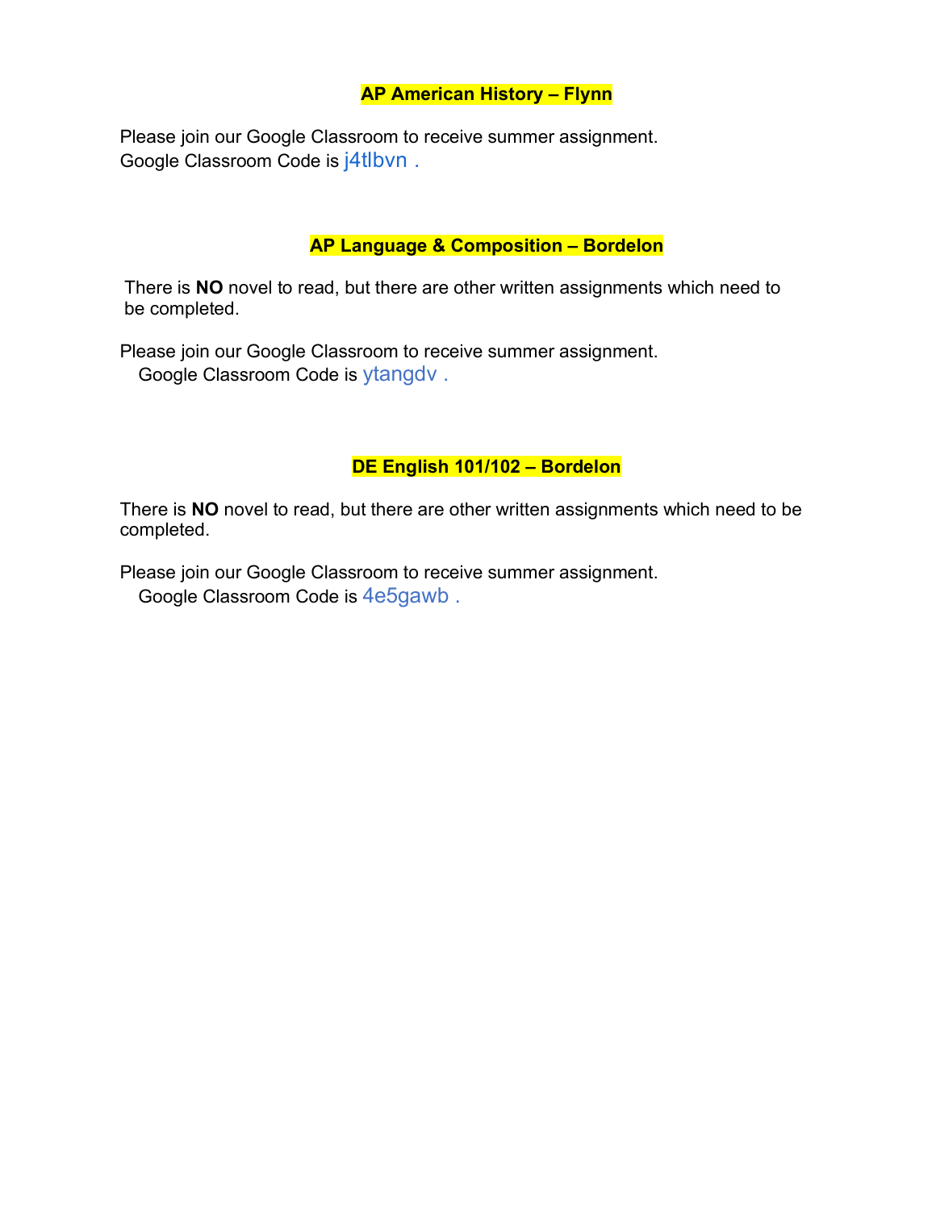## AP American History – Flynn

Please join our Google Classroom to receive summer assignment.
Google Classroom Code is j4tlbvn .

## AP Language & Composition – Bordelon

There is **NO** novel to read, but there are other written assignments which need to be completed.

Please join our Google Classroom to receive summer assignment.
Google Classroom Code is ytangdv .

## DE English 101/102 – Bordelon

There is **NO** novel to read, but there are other written assignments which need to be completed.

Please join our Google Classroom to receive summer assignment.
Google Classroom Code is 4e5gawb .